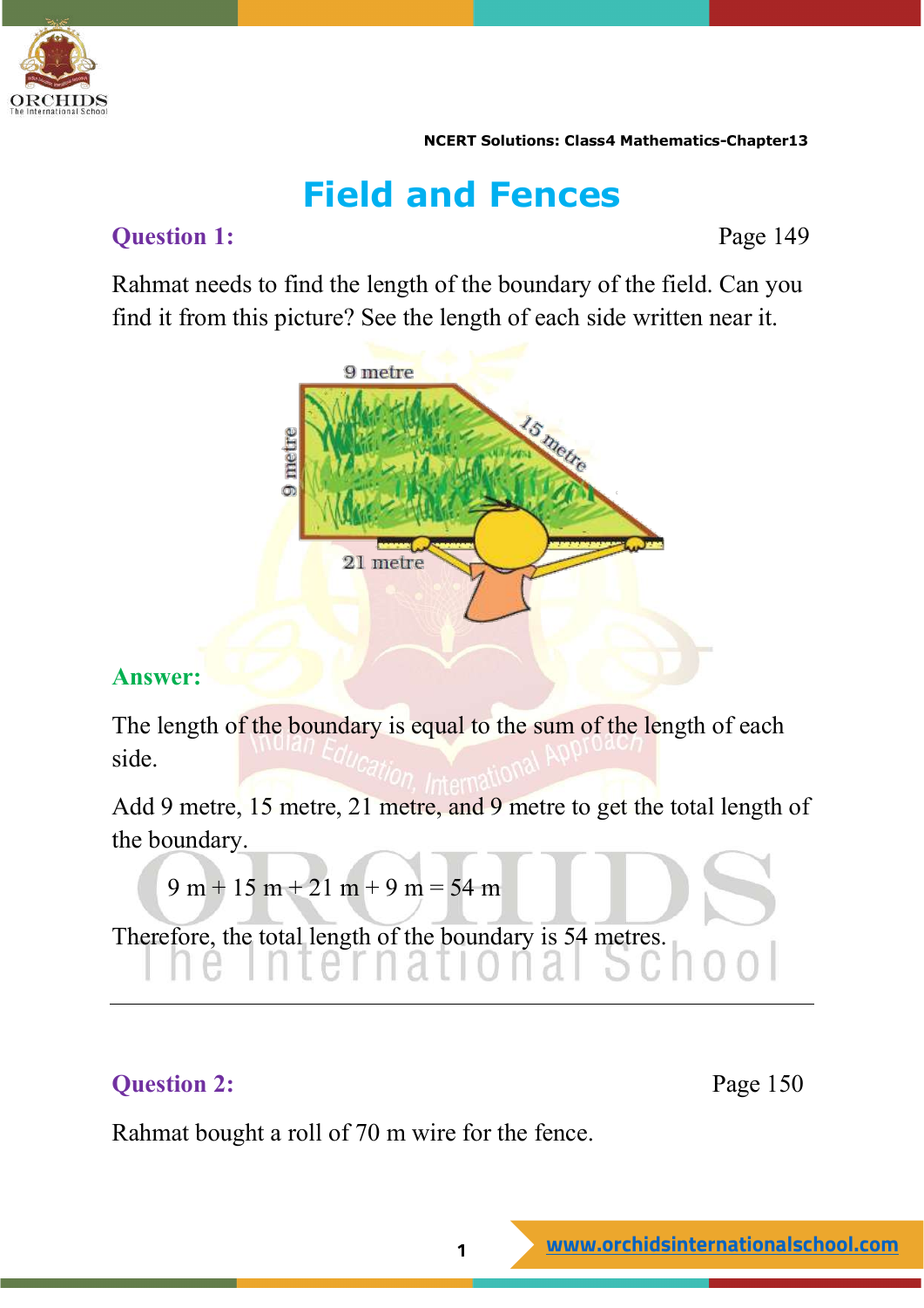# Field and Fences

**Question 1:** Page 149

Rahmat needs to find the length of the boundary of the field. Can you find it from this picture? See the length of each side written near it.

9 metre

15 metre

9 metre

21 metre

**Answer:**

The length of the boundary is equal to the sum of the length of each side.

Add 9 metre, 15 metre, 21 metre, and 9 metre to get the total length of the boundary.

$$9 \text{ m} + 15 \text{ m} + 21 \text{ m} + 9 \text{ m} = 54 \text{ m}$$

Therefore, the total length of the boundary is 54 metres.

---

**Question 2:** Page 150

Rahmat bought a roll of 70 m wire for the fence.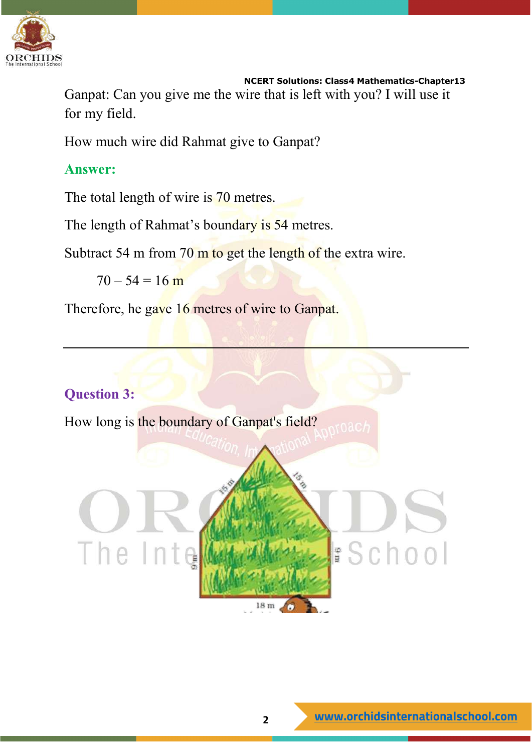Ganpat: Can you give me the wire that is left with you? I will use it for my field.

How much wire did Rahmat give to Ganpat?

**Answer:**

The total length of wire is 70 metres.

The length of Rahmat's boundary is 54 metres.

Subtract 54 m from 70 m to get the length of the extra wire.

$70 - 54 = 16$ m

Therefore, he gave 16 metres of wire to Ganpat.

---

**Question 3:**

How long is the boundary of Ganpat's field?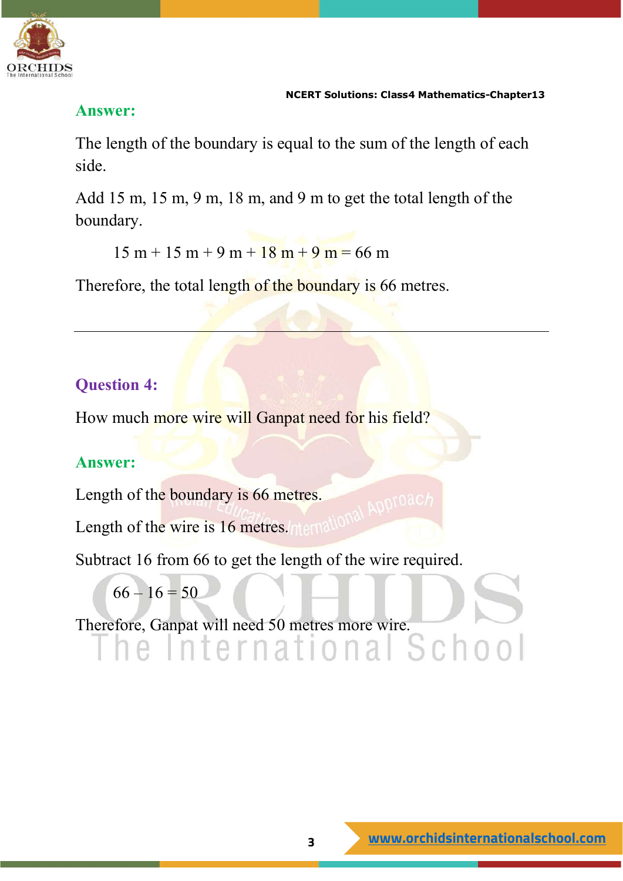**Answer:**

The length of the boundary is equal to the sum of the length of each side.

Add 15 m, 15 m, 9 m, 18 m, and 9 m to get the total length of the boundary.

$$15 \text{ m} + 15 \text{ m} + 9 \text{ m} + 18 \text{ m} + 9 \text{ m} = 66 \text{ m}$$

Therefore, the total length of the boundary is 66 metres.

---

**Question 4:**

How much more wire will Ganpat need for his field?

**Answer:**

Length of the boundary is 66 metres.

Length of the wire is 16 metres.

Subtract 16 from 66 to get the length of the wire required.

$$66 - 16 = 50$$

Therefore, Ganpat will need 50 metres more wire.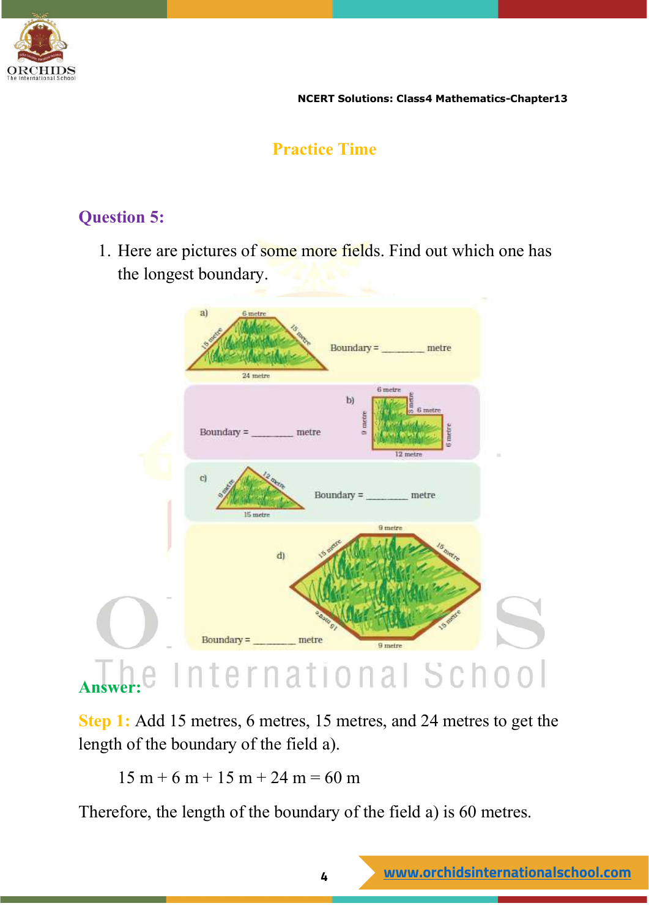## Practice Time

### Question 5:

1. Here are pictures of some more fields. Find out which one has the longest boundary.

a) 6 metre, 15 metre, 15 metre, 24 metre — Boundary = ________ metre

b) 6 metre, 3 metre, 6 metre, 9 metre, 6 metre, 12 metre — Boundary = ________ metre

c) 9 metre, 12 metre, 15 metre — Boundary = ________ metre

d) 9 metre, 15 metre, 15 metre, 15 metre, 15 metre, 9 metre — Boundary = ________ metre

**Answer:**

**Step 1:** Add 15 metres, 6 metres, 15 metres, and 24 metres to get the length of the boundary of the field a).

$$15 \text{ m} + 6 \text{ m} + 15 \text{ m} + 24 \text{ m} = 60 \text{ m}$$

Therefore, the length of the boundary of the field a) is 60 metres.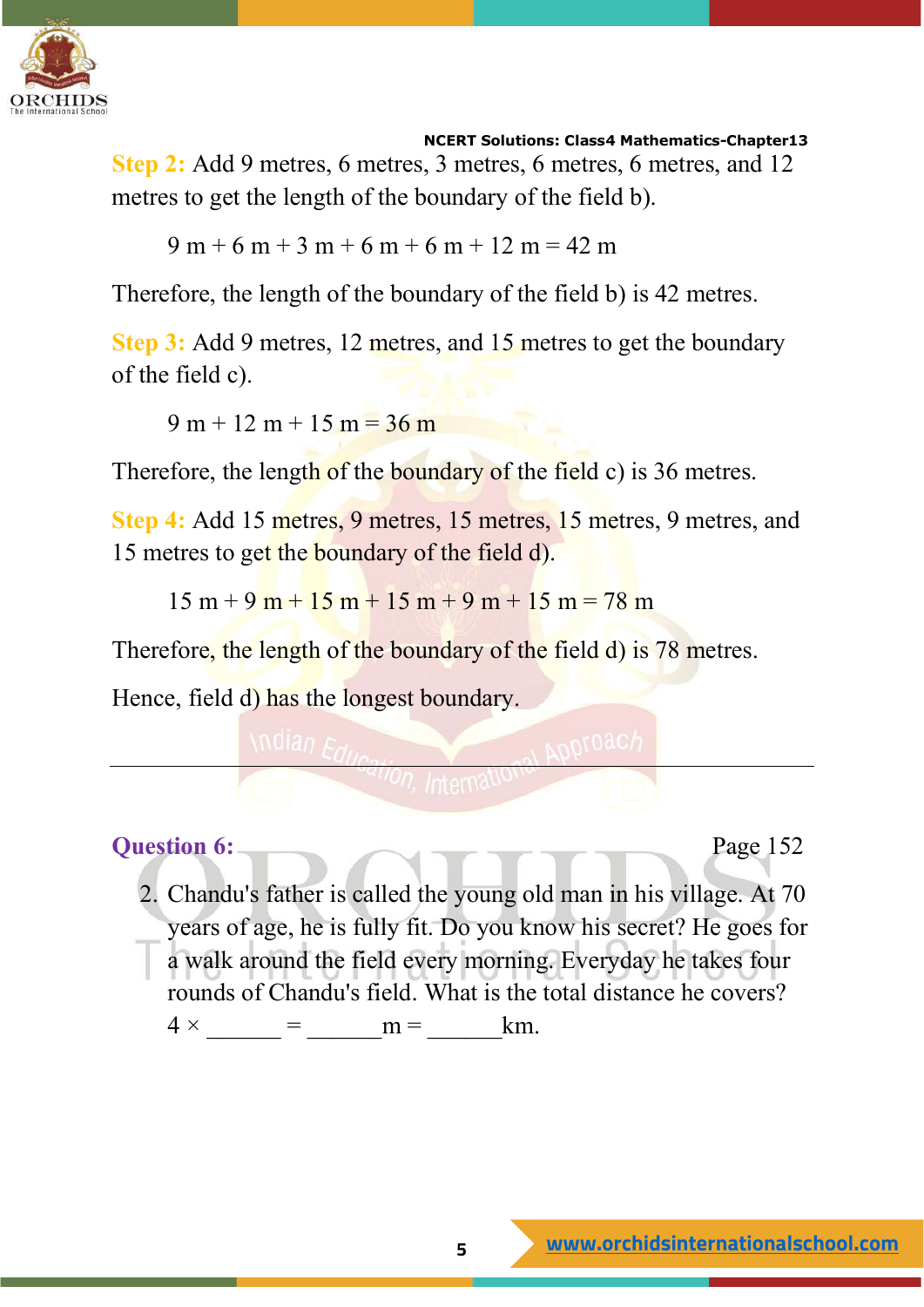**Step 2:** Add 9 metres, 6 metres, 3 metres, 6 metres, 6 metres, and 12 metres to get the length of the boundary of the field b).

$$9\text{ m} + 6\text{ m} + 3\text{ m} + 6\text{ m} + 6\text{ m} + 12\text{ m} = 42\text{ m}$$

Therefore, the length of the boundary of the field b) is 42 metres.

**Step 3:** Add 9 metres, 12 metres, and 15 metres to get the boundary of the field c).

$$9\text{ m} + 12\text{ m} + 15\text{ m} = 36\text{ m}$$

Therefore, the length of the boundary of the field c) is 36 metres.

**Step 4:** Add 15 metres, 9 metres, 15 metres, 15 metres, 9 metres, and 15 metres to get the boundary of the field d).

$$15\text{ m} + 9\text{ m} + 15\text{ m} + 15\text{ m} + 9\text{ m} + 15\text{ m} = 78\text{ m}$$

Therefore, the length of the boundary of the field d) is 78 metres.

Hence, field d) has the longest boundary.

---

## Question 6:

Page 152

2. Chandu's father is called the young old man in his village. At 70 years of age, he is fully fit. Do you know his secret? He goes for a walk around the field every morning. Everyday he takes four rounds of Chandu's field. What is the total distance he covers?
   $4 \times$ ______ = ______ m = ______ km.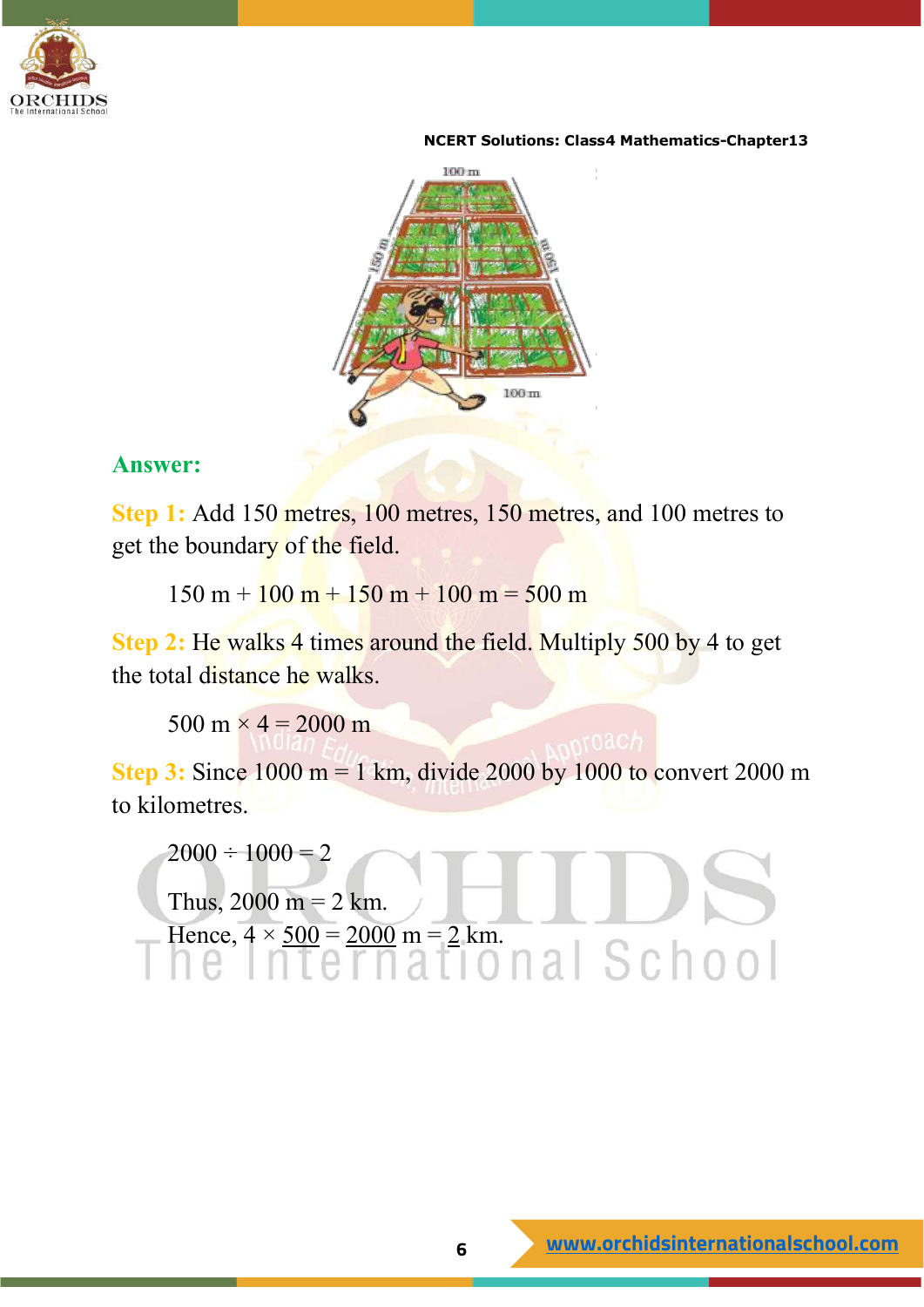**Answer:**

**Step 1:** Add 150 metres, 100 metres, 150 metres, and 100 metres to get the boundary of the field.

150 m + 100 m + 150 m + 100 m = 500 m

**Step 2:** He walks 4 times around the field. Multiply 500 by 4 to get the total distance he walks.

500 m × 4 = 2000 m

**Step 3:** Since 1000 m = 1 km, divide 2000 by 1000 to convert 2000 m to kilometres.

2000 ÷ 1000 = 2

Thus, 2000 m = 2 km.

Hence, 4 × 500 = 2000 m = 2 km.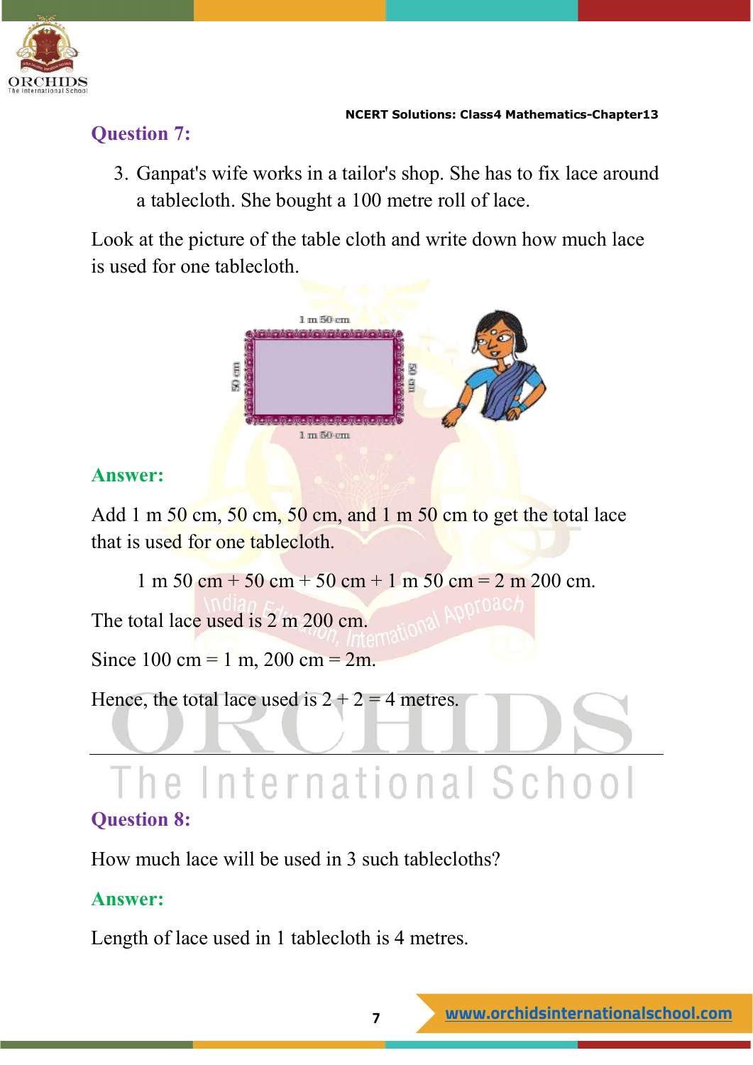## Question 7:

3. Ganpat's wife works in a tailor's shop. She has to fix lace around a tablecloth. She bought a 100 metre roll of lace.

Look at the picture of the table cloth and write down how much lace is used for one tablecloth.

## Answer:

Add 1 m 50 cm, 50 cm, 50 cm, and 1 m 50 cm to get the total lace that is used for one tablecloth.

1 m 50 cm + 50 cm + 50 cm + 1 m 50 cm = 2 m 200 cm.

The total lace used is 2 m 200 cm.

Since 100 cm = 1 m, 200 cm = 2m.

Hence, the total lace used is 2 + 2 = 4 metres.

---

## Question 8:

How much lace will be used in 3 such tablecloths?

## Answer:

Length of lace used in 1 tablecloth is 4 metres.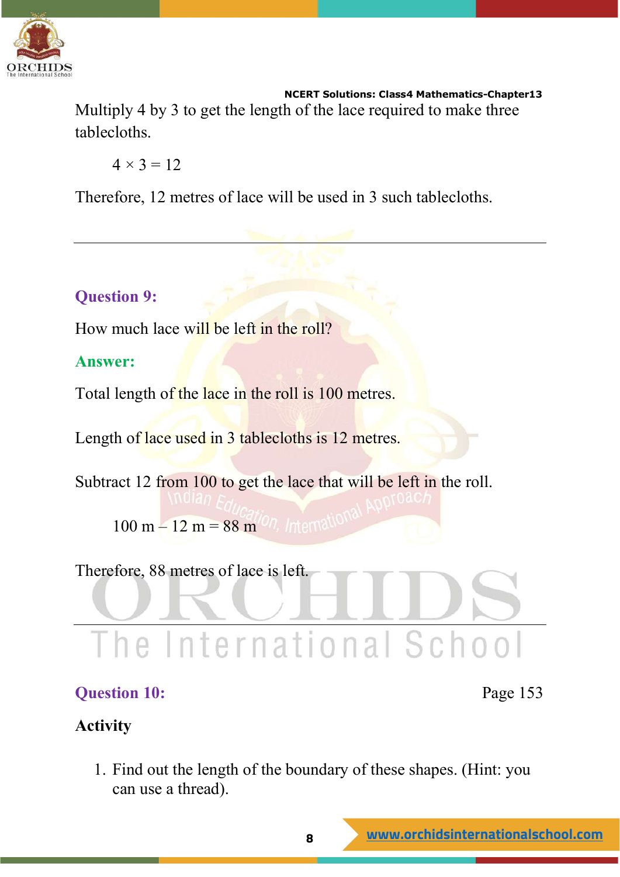Multiply 4 by 3 to get the length of the lace required to make three tablecloths.

$4 \times 3 = 12$

Therefore, 12 metres of lace will be used in 3 such tablecloths.

---

**Question 9:**

How much lace will be left in the roll?

**Answer:**

Total length of the lace in the roll is 100 metres.

Length of lace used in 3 tablecloths is 12 metres.

Subtract 12 from 100 to get the lace that will be left in the roll.

$100 \text{ m} - 12 \text{ m} = 88 \text{ m}$

Therefore, 88 metres of lace is left.

---

**Question 10:** Page 153

**Activity**

1. Find out the length of the boundary of these shapes. (Hint: you can use a thread).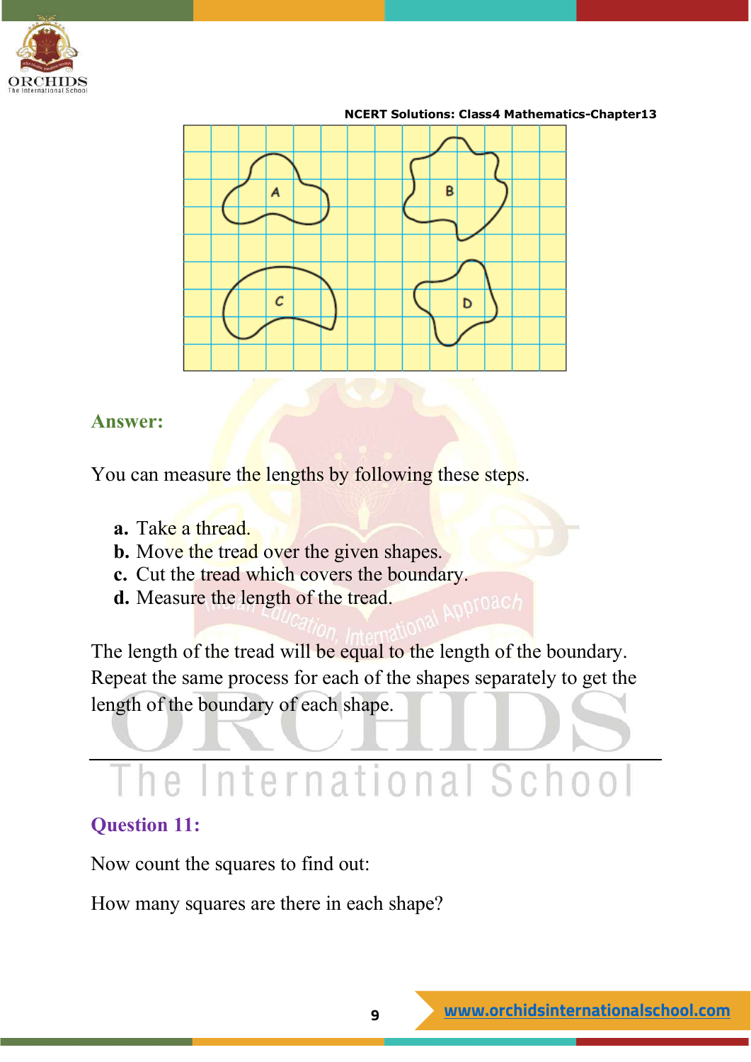**Answer:**

You can measure the lengths by following these steps.

**a.** Take a thread.
**b.** Move the tread over the given shapes.
**c.** Cut the tread which covers the boundary.
**d.** Measure the length of the tread.

The length of the tread will be equal to the length of the boundary. Repeat the same process for each of the shapes separately to get the length of the boundary of each shape.

---

**Question 11:**

Now count the squares to find out:

How many squares are there in each shape?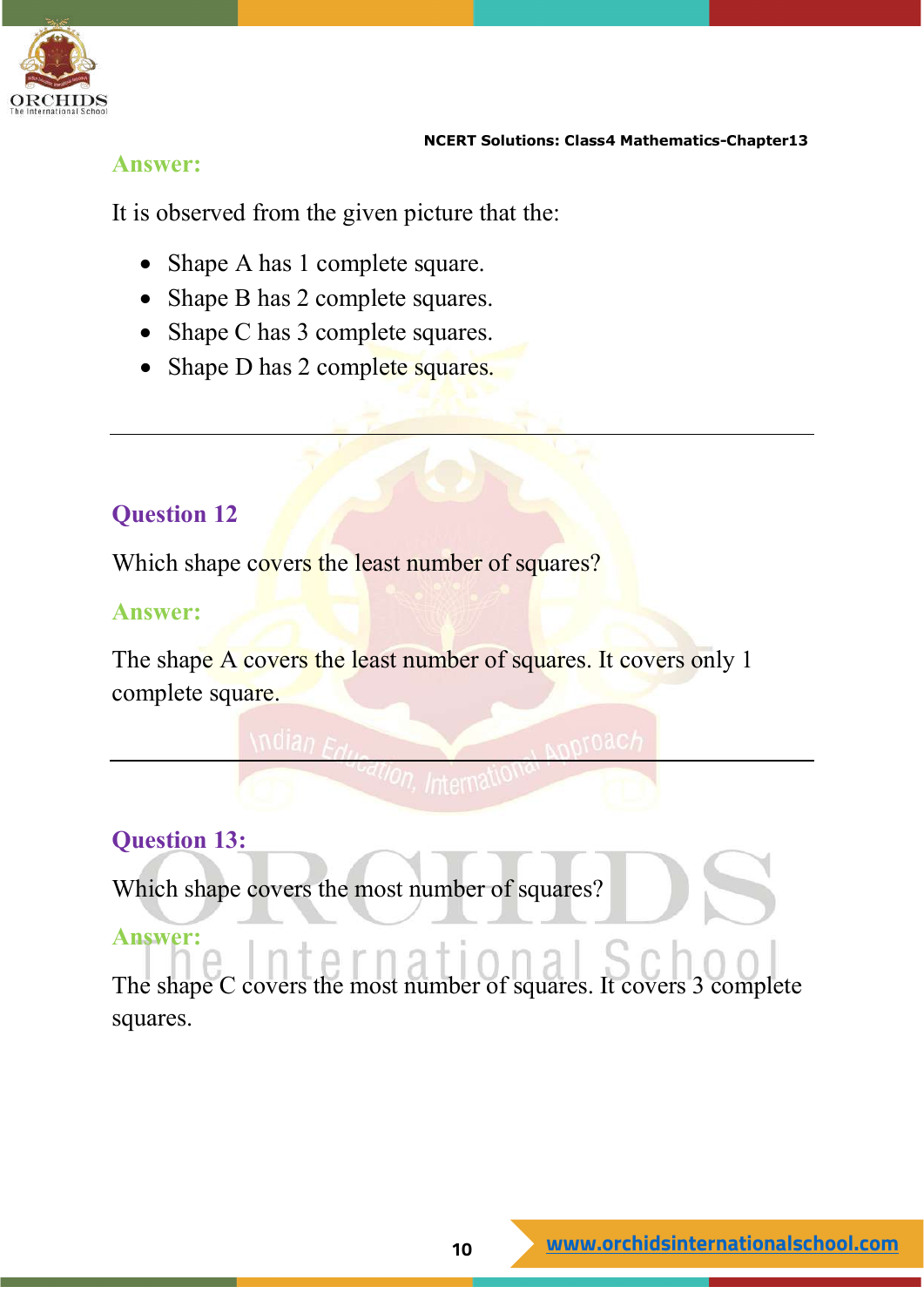**Answer:**

It is observed from the given picture that the:

- Shape A has 1 complete square.
- Shape B has 2 complete squares.
- Shape C has 3 complete squares.
- Shape D has 2 complete squares.

---

## Question 12

Which shape covers the least number of squares?

**Answer:**

The shape A covers the least number of squares. It covers only 1 complete square.

---

## Question 13:

Which shape covers the most number of squares?

**Answer:**

The shape C covers the most number of squares. It covers 3 complete squares.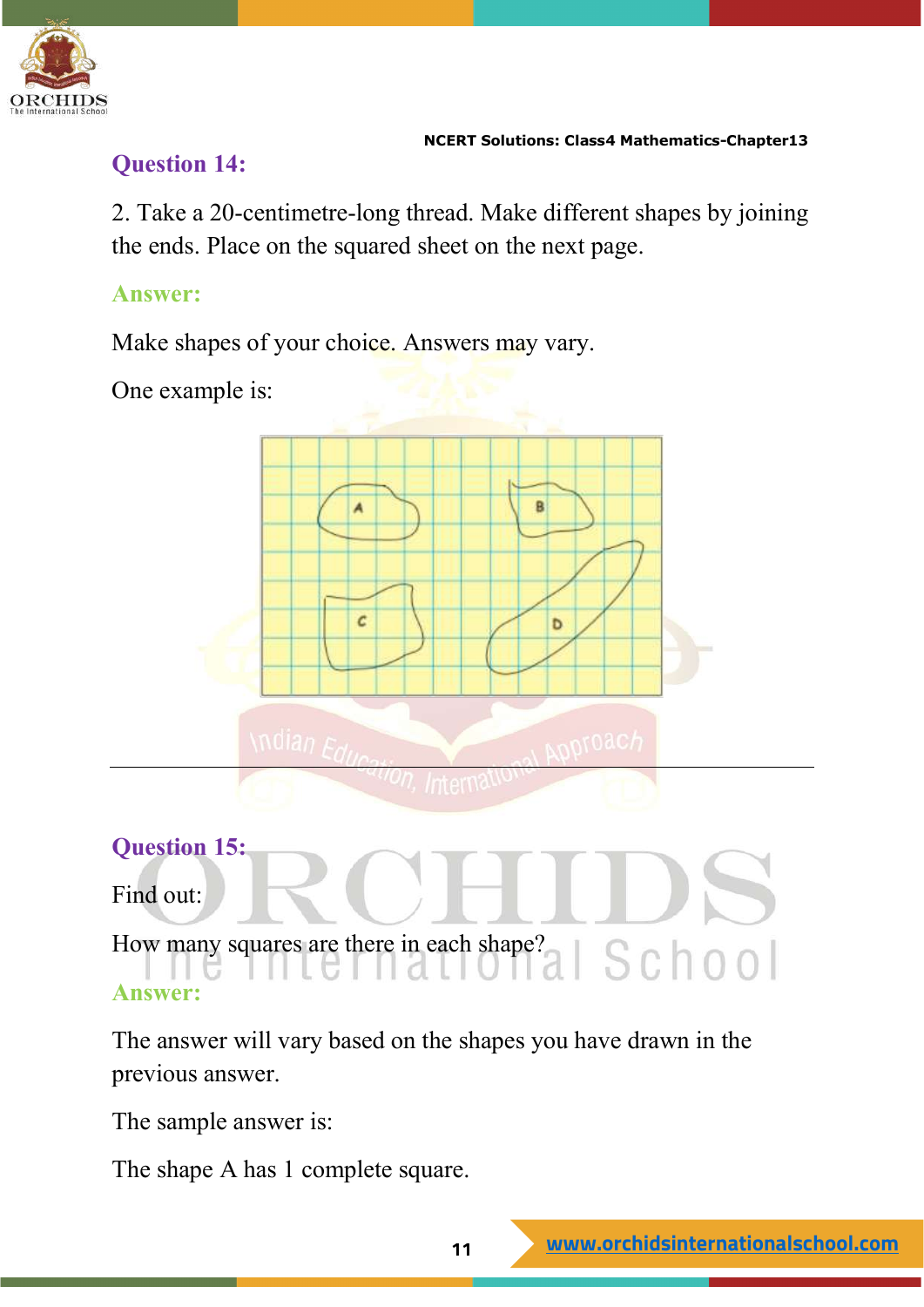### Question 14:

2. Take a 20-centimetre-long thread. Make different shapes by joining the ends. Place on the squared sheet on the next page.

**Answer:**

Make shapes of your choice. Answers may vary.

One example is:

---

### Question 15:

Find out:

How many squares are there in each shape?

**Answer:**

The answer will vary based on the shapes you have drawn in the previous answer.

The sample answer is:

The shape A has 1 complete square.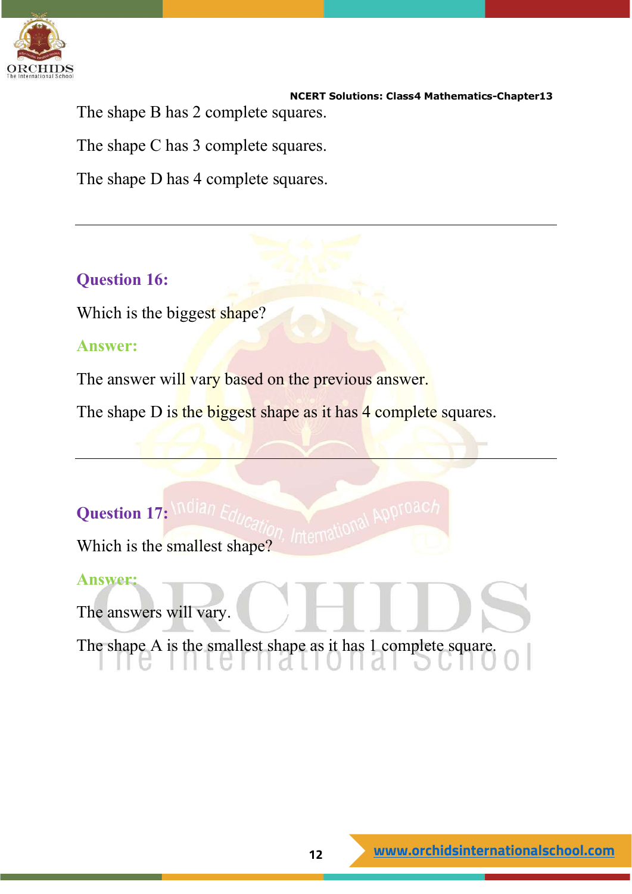The shape B has 2 complete squares.

The shape C has 3 complete squares.

The shape D has 4 complete squares.

---

**Question 16:**

Which is the biggest shape?

**Answer:**

The answer will vary based on the previous answer.

The shape D is the biggest shape as it has 4 complete squares.

---

**Question 17:**

Which is the smallest shape?

**Answer:**

The answers will vary.

The shape A is the smallest shape as it has 1 complete square.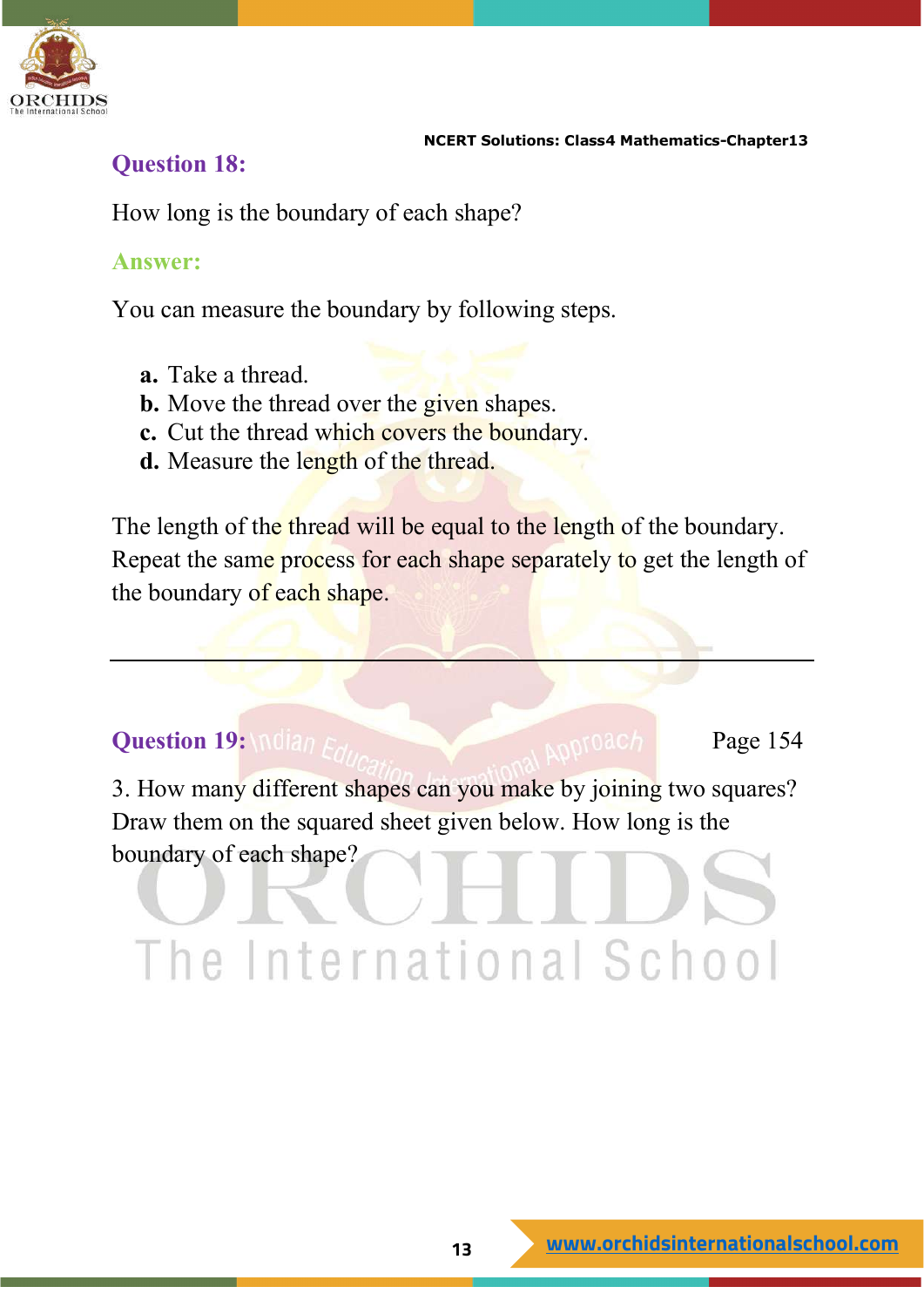### Question 18:

How long is the boundary of each shape?

### Answer:

You can measure the boundary by following steps.

- **a.** Take a thread.
- **b.** Move the thread over the given shapes.
- **c.** Cut the thread which covers the boundary.
- **d.** Measure the length of the thread.

The length of the thread will be equal to the length of the boundary. Repeat the same process for each shape separately to get the length of the boundary of each shape.

---

### Question 19:

Page 154

3. How many different shapes can you make by joining two squares? Draw them on the squared sheet given below. How long is the boundary of each shape?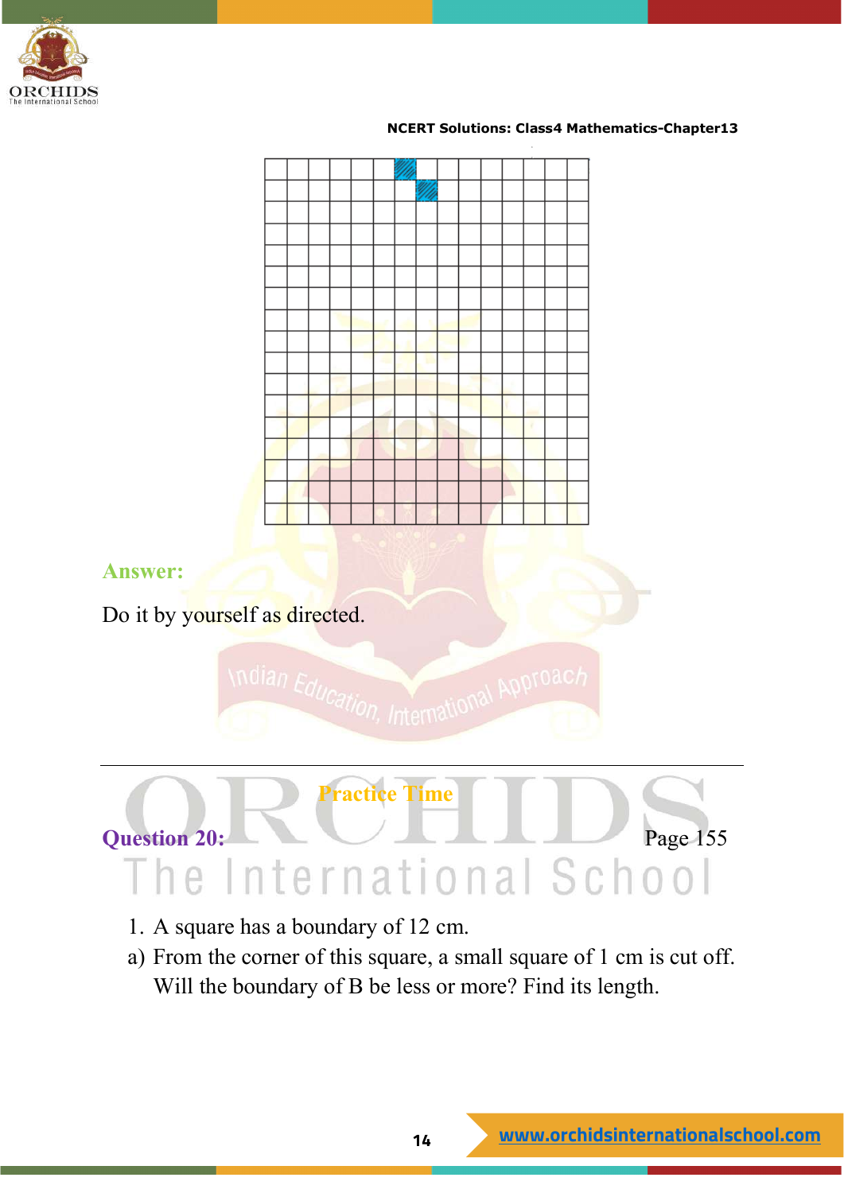**Answer:**

Do it by yourself as directed.

---

## Practice Time

**Question 20:** Page 155

1. A square has a boundary of 12 cm.

a) From the corner of this square, a small square of 1 cm is cut off. Will the boundary of B be less or more? Find its length.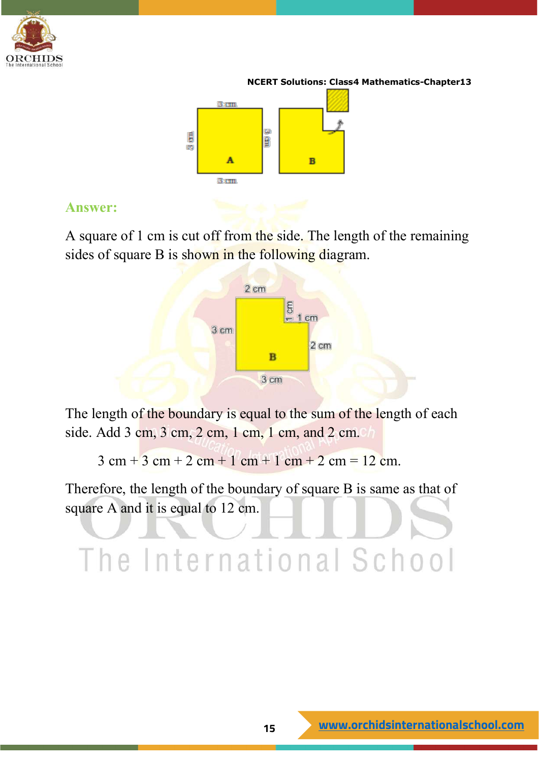**Answer:**

A square of 1 cm is cut off from the side. The length of the remaining sides of square B is shown in the following diagram.

The length of the boundary is equal to the sum of the length of each side. Add 3 cm, 3 cm, 2 cm, 1 cm, 1 cm, and 2 cm.

$$3 \text{ cm} + 3 \text{ cm} + 2 \text{ cm} + 1 \text{ cm} + 1 \text{ cm} + 2 \text{ cm} = 12 \text{ cm}.$$

Therefore, the length of the boundary of square B is same as that of square A and it is equal to 12 cm.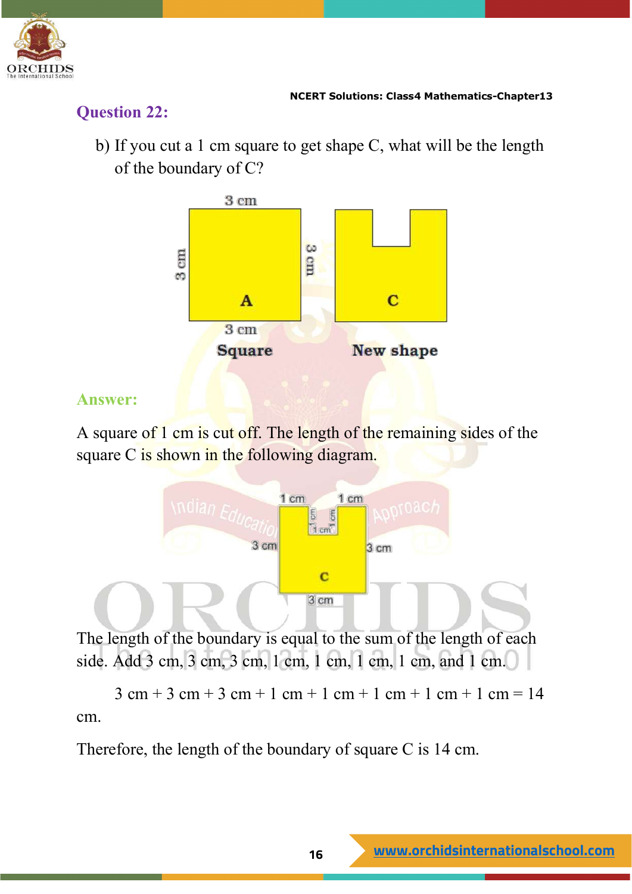### Question 22:

b) If you cut a 1 cm square to get shape C, what will be the length of the boundary of C?

3 cm

3 cm | 3 cm

A | C

3 cm

Square | New shape

### Answer:

A square of 1 cm is cut off. The length of the remaining sides of the square C is shown in the following diagram.

1 cm | 1 cm | 1 cm | 1 cm | 1 cm

3 cm | 3 cm

C

3 cm

The length of the boundary is equal to the sum of the length of each side. Add 3 cm, 3 cm, 3 cm, 1 cm, 1 cm, 1 cm, 1 cm, and 1 cm.

3 cm + 3 cm + 3 cm + 1 cm + 1 cm + 1 cm + 1 cm + 1 cm = 14 cm.

Therefore, the length of the boundary of square C is 14 cm.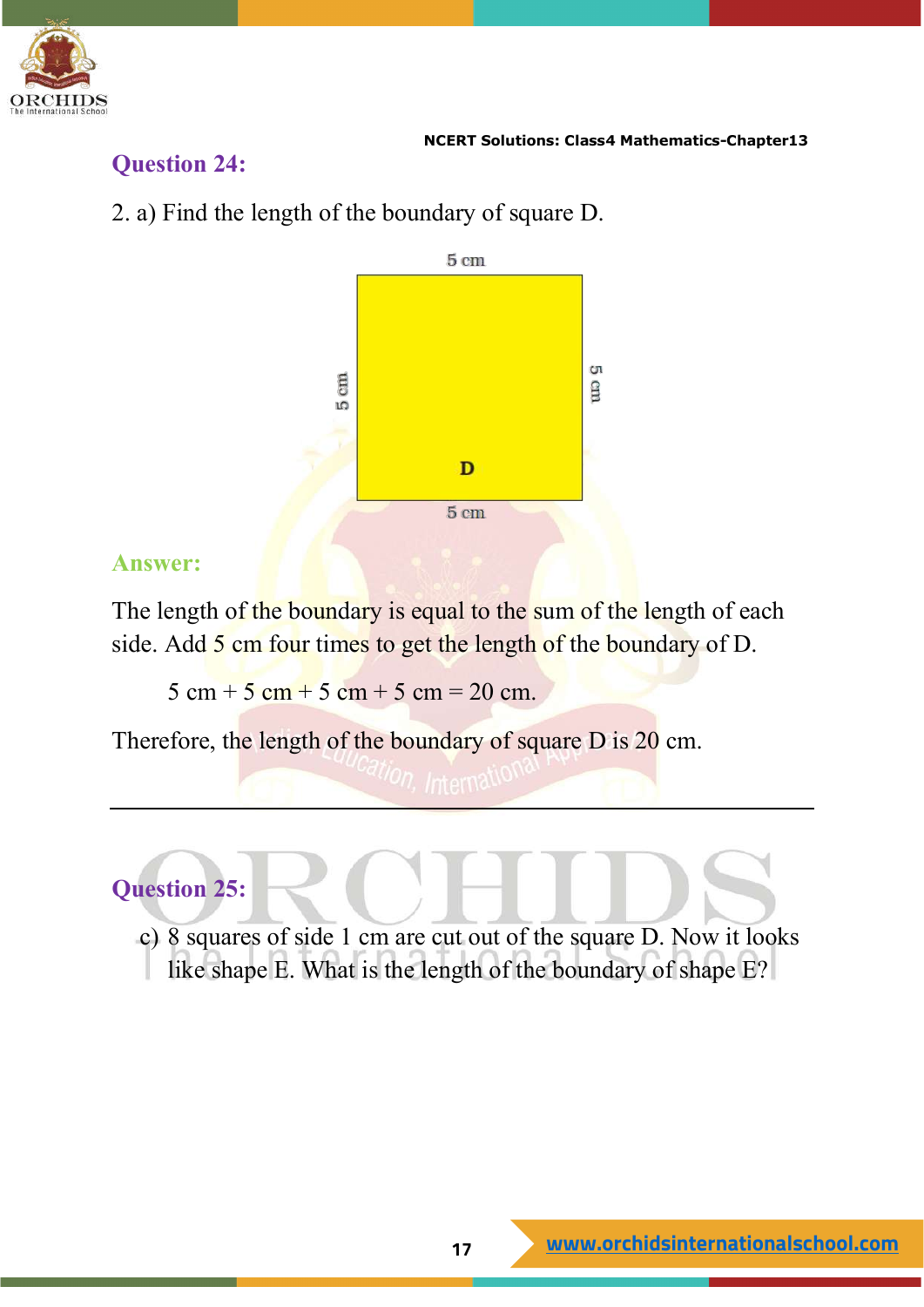## Question 24:

2. a) Find the length of the boundary of square D.

5 cm

5 cm &nbsp;&nbsp;&nbsp; D &nbsp;&nbsp;&nbsp; 5 cm

5 cm

## Answer:

The length of the boundary is equal to the sum of the length of each side. Add 5 cm four times to get the length of the boundary of D.

5 cm + 5 cm + 5 cm + 5 cm = 20 cm.

Therefore, the length of the boundary of square D is 20 cm.

---

## Question 25:

c) 8 squares of side 1 cm are cut out of the square D. Now it looks like shape E. What is the length of the boundary of shape E?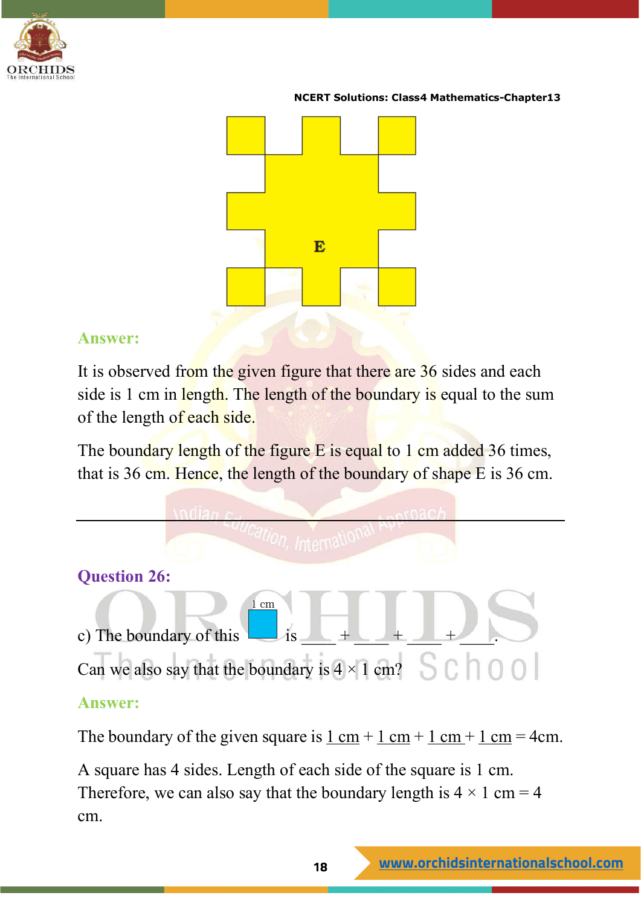E

**Answer:**

It is observed from the given figure that there are 36 sides and each side is 1 cm in length. The length of the boundary is equal to the sum of the length of each side.

The boundary length of the figure E is equal to 1 cm added 36 times, that is 36 cm. Hence, the length of the boundary of shape E is 36 cm.

---

**Question 26:**

c) The boundary of this (1 cm square) is \_\_\_\_ + \_\_\_\_ + \_\_\_\_ + \_\_\_\_.

Can we also say that the boundary is $4 \times 1$ cm?

**Answer:**

The boundary of the given square is 1 cm + 1 cm + 1 cm + 1 cm = 4cm.

A square has 4 sides. Length of each side of the square is 1 cm. Therefore, we can also say that the boundary length is $4 \times 1$ cm = 4 cm.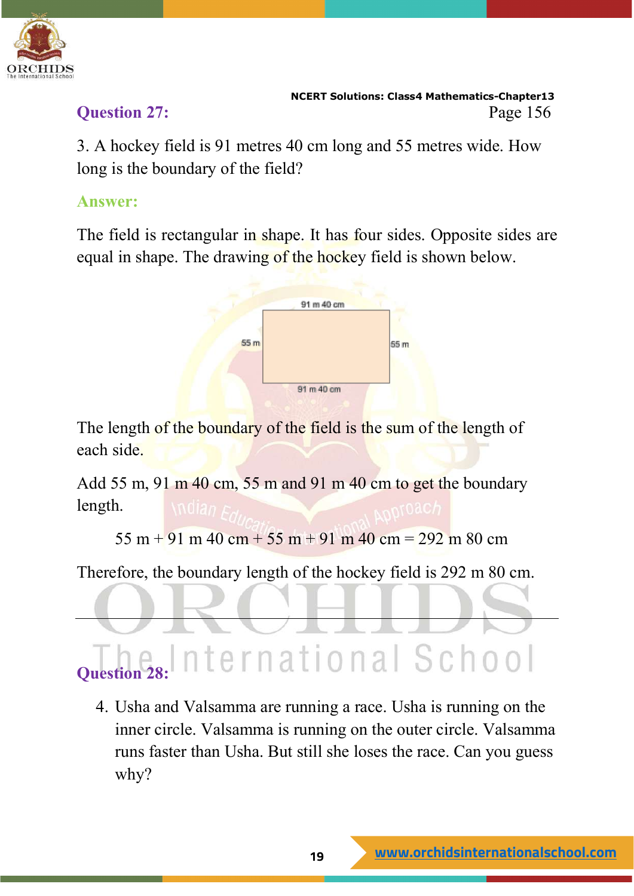**Question 27:**

Page 156

3. A hockey field is 91 metres 40 cm long and 55 metres wide. How long is the boundary of the field?

**Answer:**

The field is rectangular in shape. It has four sides. Opposite sides are equal in shape. The drawing of the hockey field is shown below.

91 m 40 cm

55 m    55 m

91 m 40 cm

The length of the boundary of the field is the sum of the length of each side.

Add 55 m, 91 m 40 cm, 55 m and 91 m 40 cm to get the boundary length.

55 m + 91 m 40 cm + 55 m + 91 m 40 cm = 292 m 80 cm

Therefore, the boundary length of the hockey field is 292 m 80 cm.

---

**Question 28:**

4. Usha and Valsamma are running a race. Usha is running on the inner circle. Valsamma is running on the outer circle. Valsamma runs faster than Usha. But still she loses the race. Can you guess why?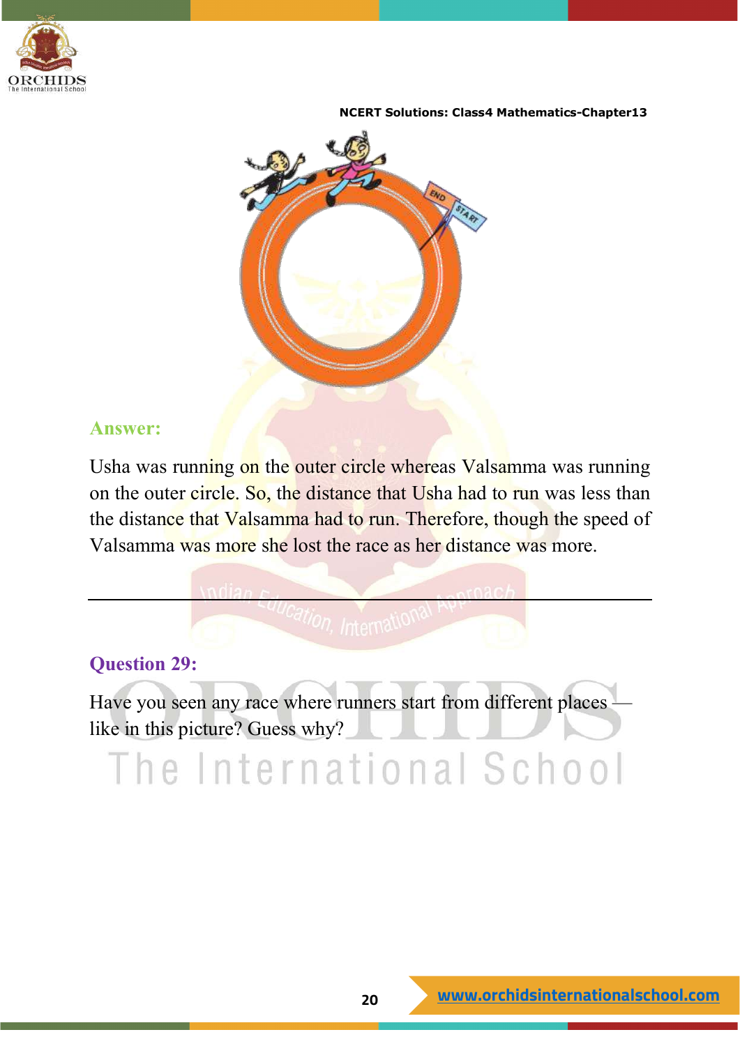**Answer:**

Usha was running on the outer circle whereas Valsamma was running on the outer circle. So, the distance that Usha had to run was less than the distance that Valsamma had to run. Therefore, though the speed of Valsamma was more she lost the race as her distance was more.

---

**Question 29:**

Have you seen any race where runners start from different places — like in this picture? Guess why?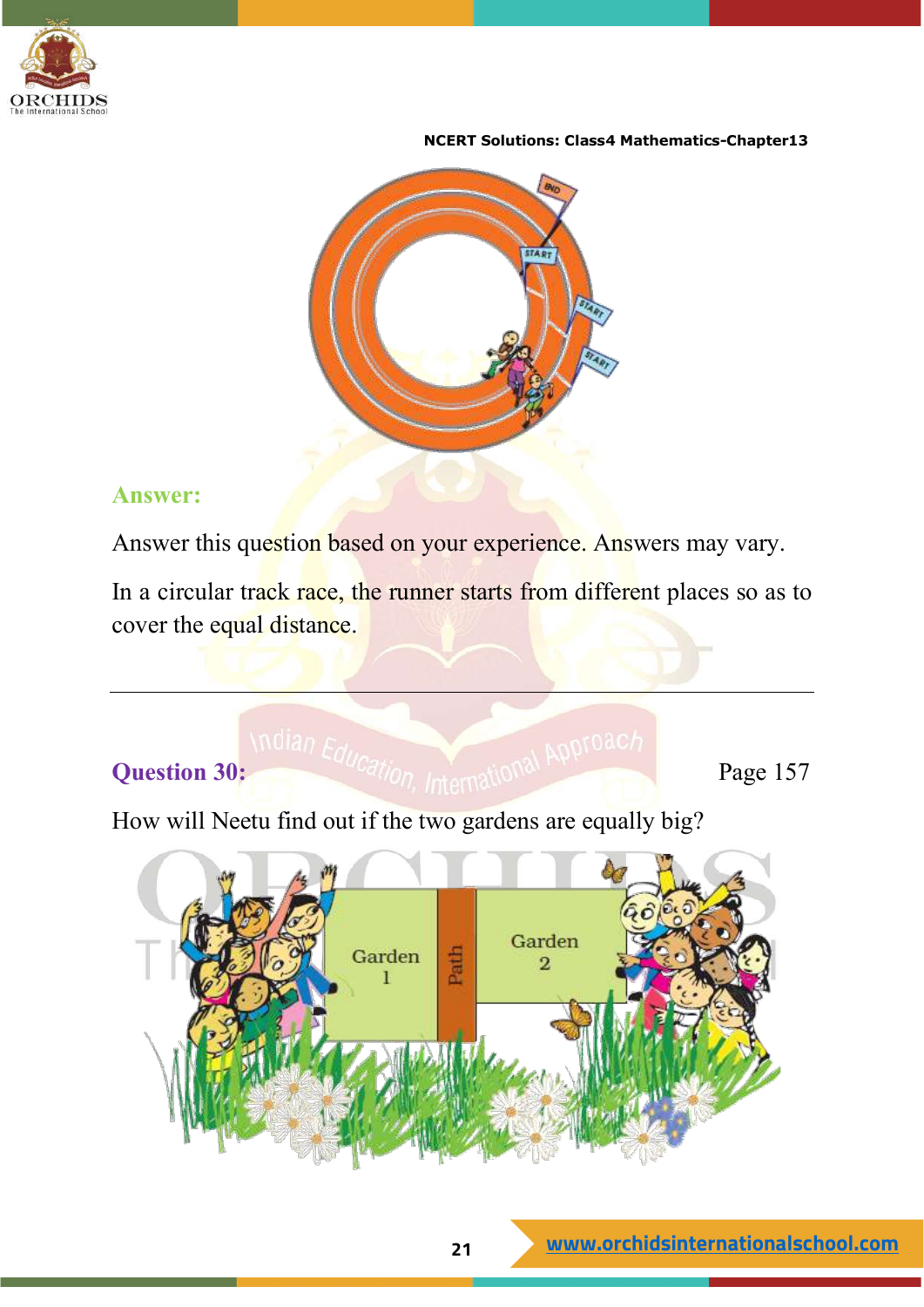**Answer:**

Answer this question based on your experience. Answers may vary.

In a circular track race, the runner starts from different places so as to cover the equal distance.

---

**Question 30:** Page 157

How will Neetu find out if the two gardens are equally big?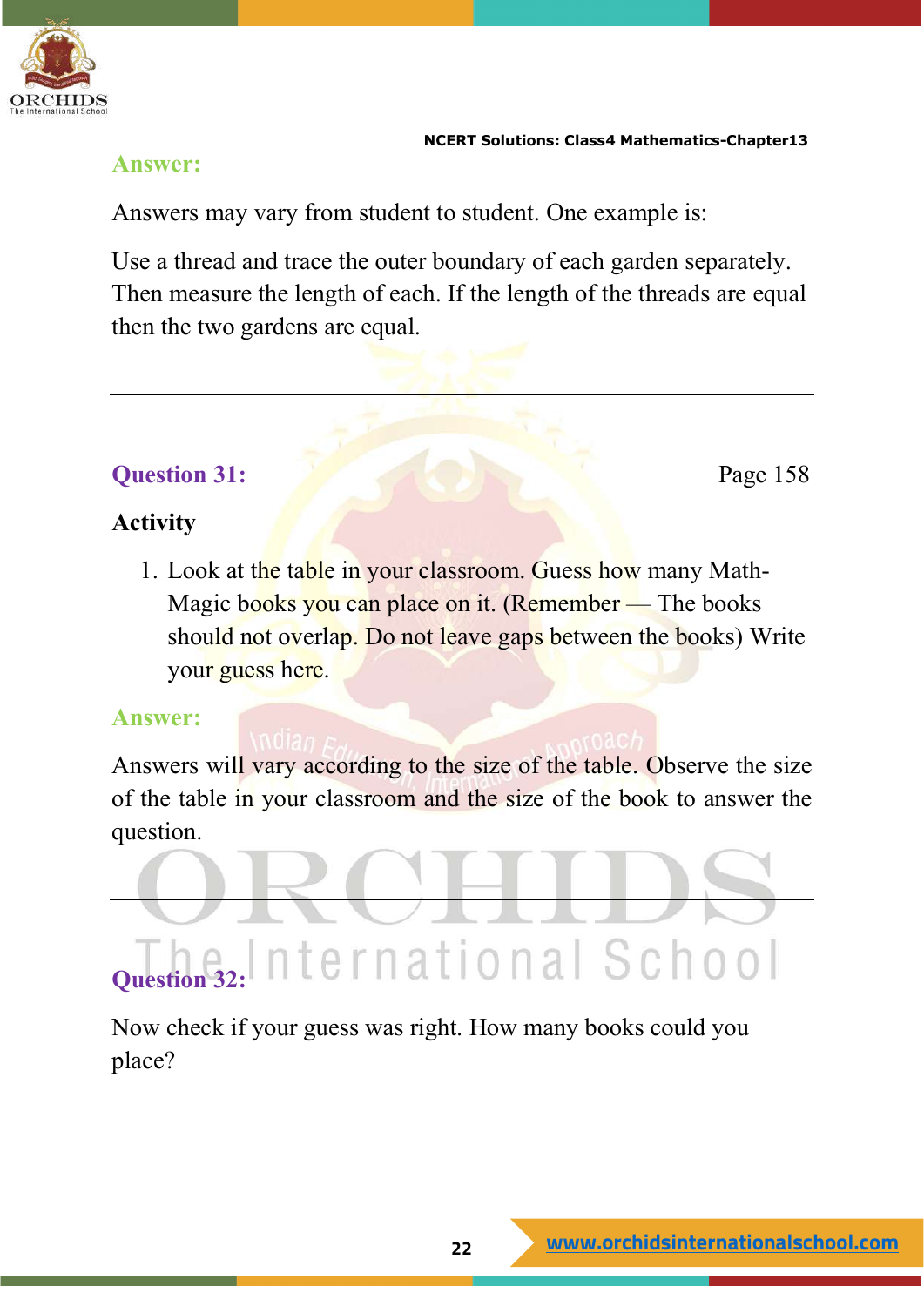**Answer:**

Answers may vary from student to student. One example is:

Use a thread and trace the outer boundary of each garden separately. Then measure the length of each. If the length of the threads are equal then the two gardens are equal.

---

**Question 31:** Page 158

**Activity**

1. Look at the table in your classroom. Guess how many Math-Magic books you can place on it. (Remember — The books should not overlap. Do not leave gaps between the books) Write your guess here.

**Answer:**

Answers will vary according to the size of the table. Observe the size of the table in your classroom and the size of the book to answer the question.

---

**Question 32:**

Now check if your guess was right. How many books could you place?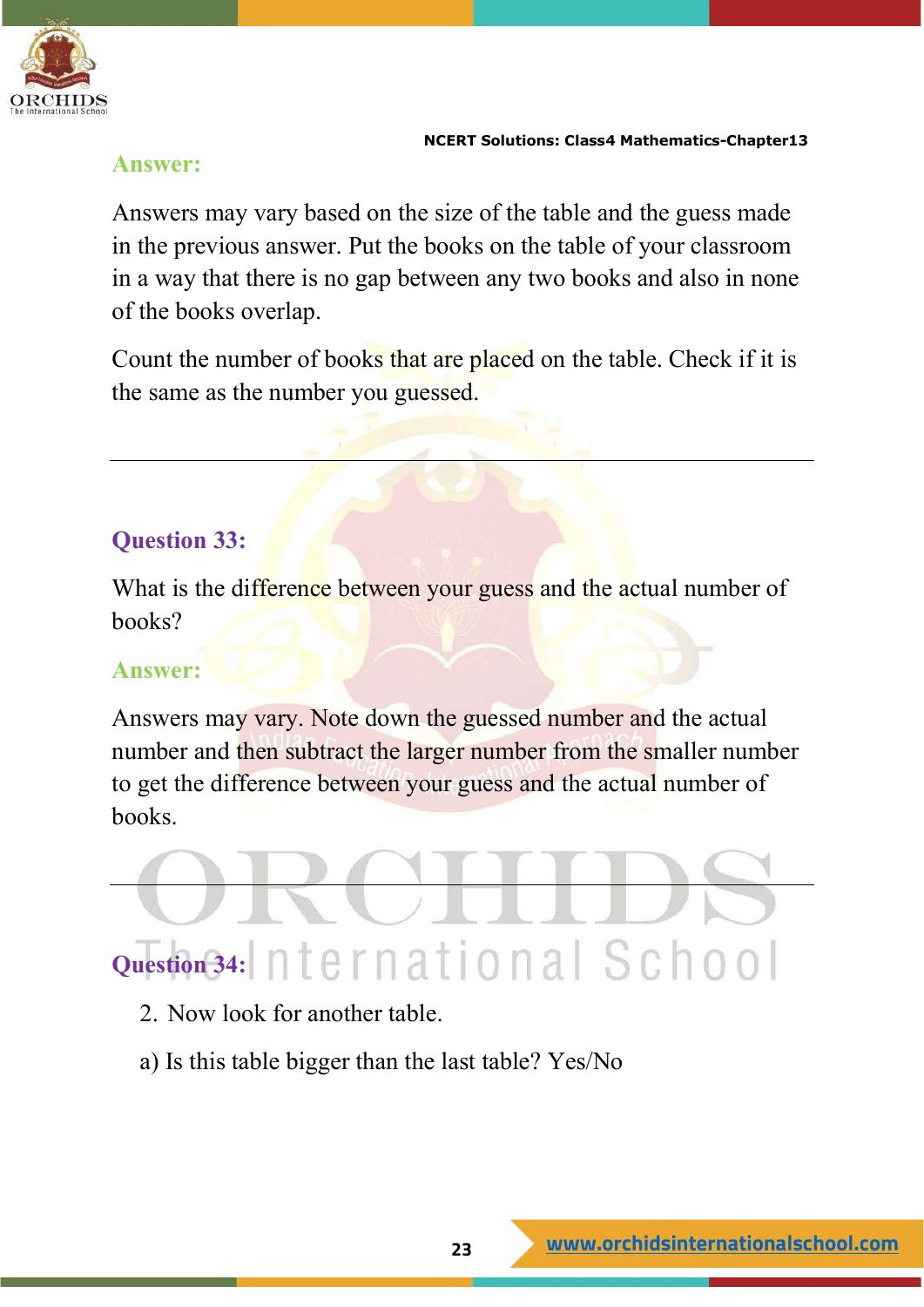**Answer:**

Answers may vary based on the size of the table and the guess made in the previous answer. Put the books on the table of your classroom in a way that there is no gap between any two books and also in none of the books overlap.

Count the number of books that are placed on the table. Check if it is the same as the number you guessed.

---

**Question 33:**

What is the difference between your guess and the actual number of books?

**Answer:**

Answers may vary. Note down the guessed number and the actual number and then subtract the larger number from the smaller number to get the difference between your guess and the actual number of books.

---

**Question 34:**

2. Now look for another table.

a) Is this table bigger than the last table? Yes/No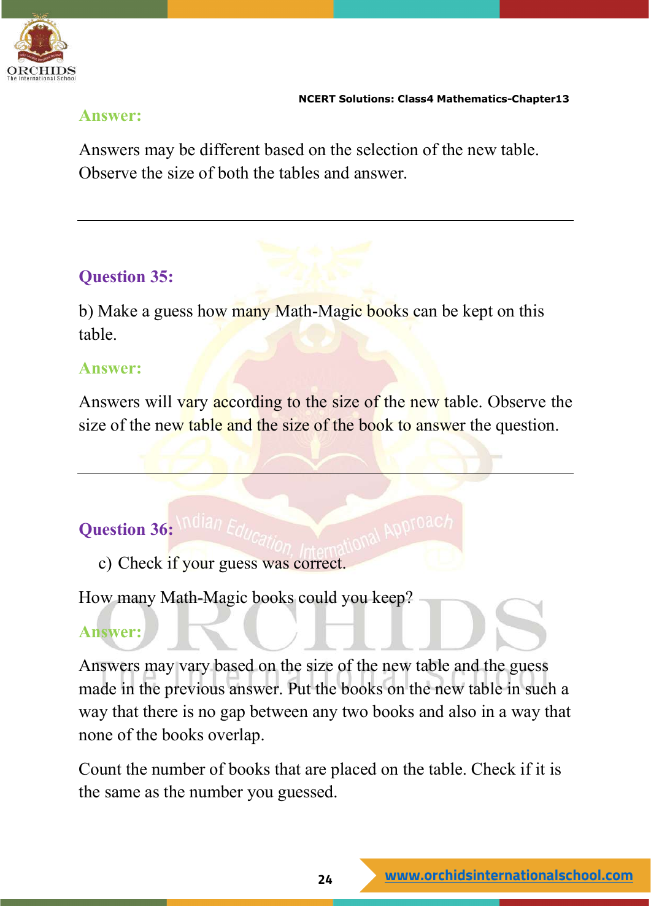**Answer:**

Answers may be different based on the selection of the new table. Observe the size of both the tables and answer.

---

**Question 35:**

b) Make a guess how many Math-Magic books can be kept on this table.

**Answer:**

Answers will vary according to the size of the new table. Observe the size of the new table and the size of the book to answer the question.

---

**Question 36:**

c) Check if your guess was correct.

How many Math-Magic books could you keep?

**Answer:**

Answers may vary based on the size of the new table and the guess made in the previous answer. Put the books on the new table in such a way that there is no gap between any two books and also in a way that none of the books overlap.

Count the number of books that are placed on the table. Check if it is the same as the number you guessed.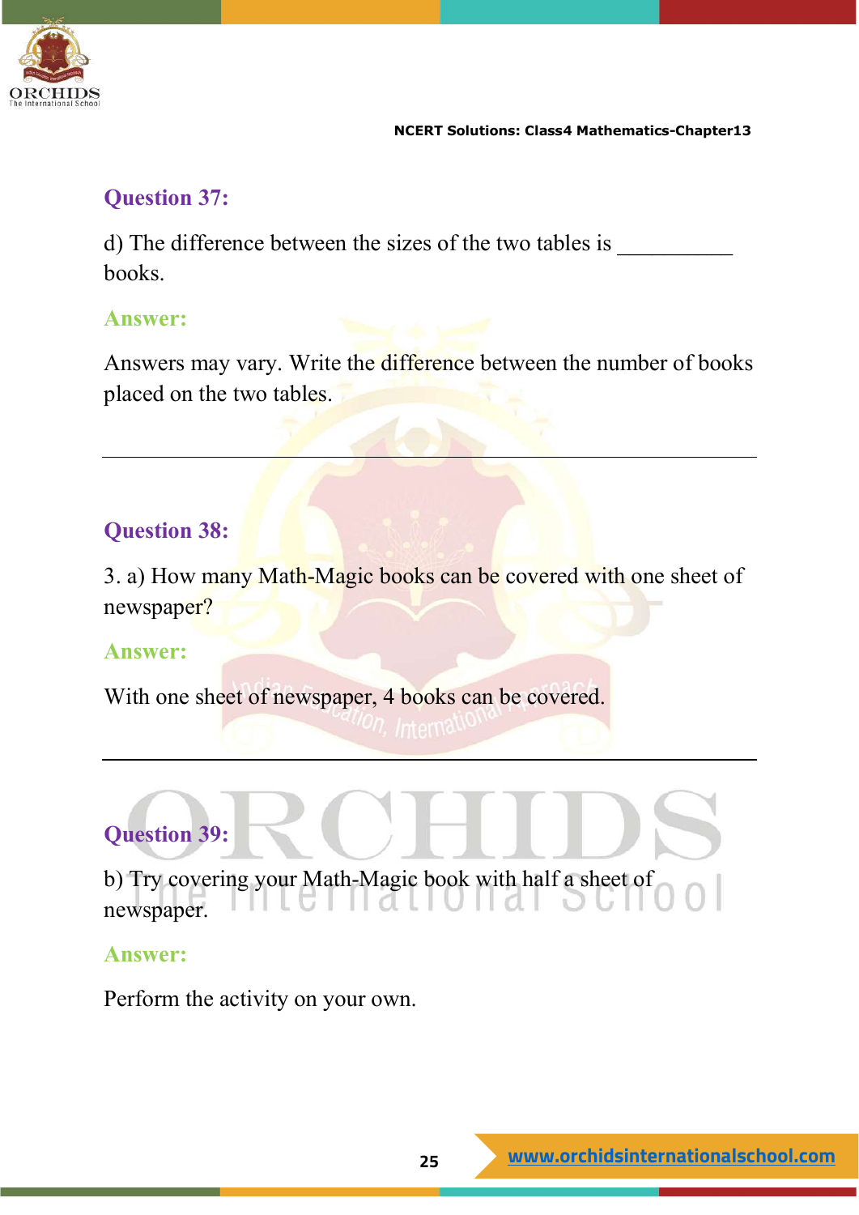### Question 37:

d) The difference between the sizes of the two tables is __________ books.

**Answer:**

Answers may vary. Write the difference between the number of books placed on the two tables.

---

### Question 38:

3. a) How many Math-Magic books can be covered with one sheet of newspaper?

**Answer:**

With one sheet of newspaper, 4 books can be covered.

---

### Question 39:

b) Try covering your Math-Magic book with half a sheet of newspaper.

**Answer:**

Perform the activity on your own.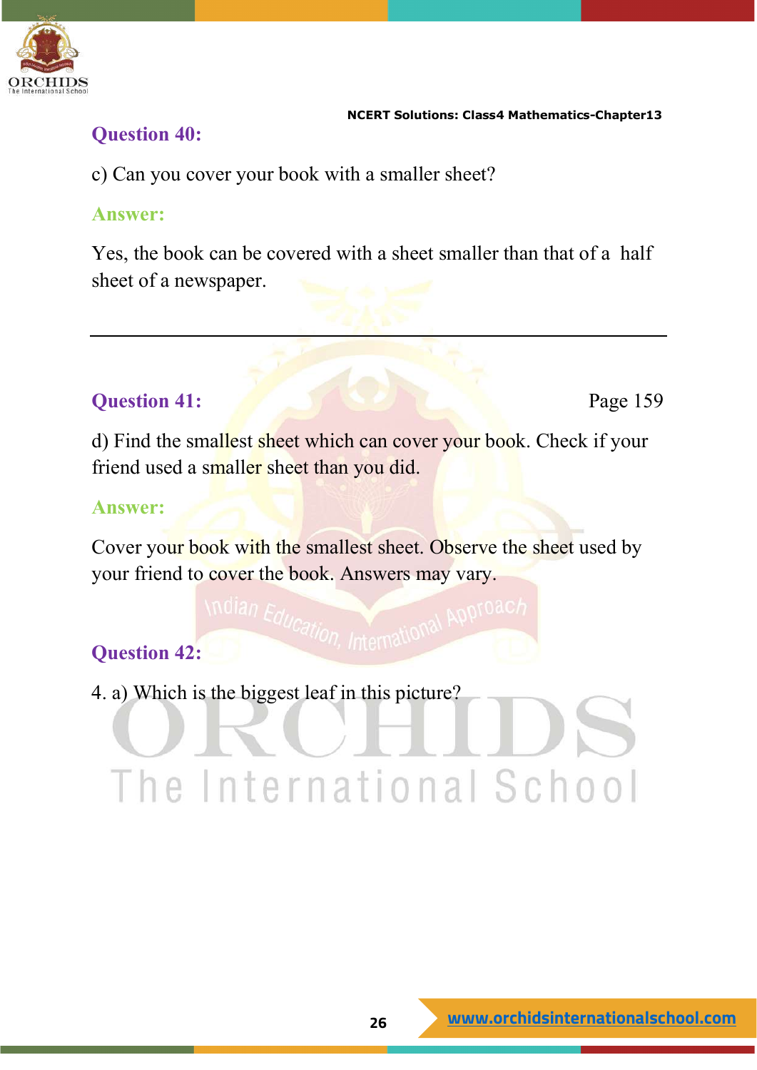### Question 40:

c) Can you cover your book with a smaller sheet?

**Answer:**

Yes, the book can be covered with a sheet smaller than that of a half sheet of a newspaper.

---

### Question 41:

Page 159

d) Find the smallest sheet which can cover your book. Check if your friend used a smaller sheet than you did.

**Answer:**

Cover your book with the smallest sheet. Observe the sheet used by your friend to cover the book. Answers may vary.

### Question 42:

4. a) Which is the biggest leaf in this picture?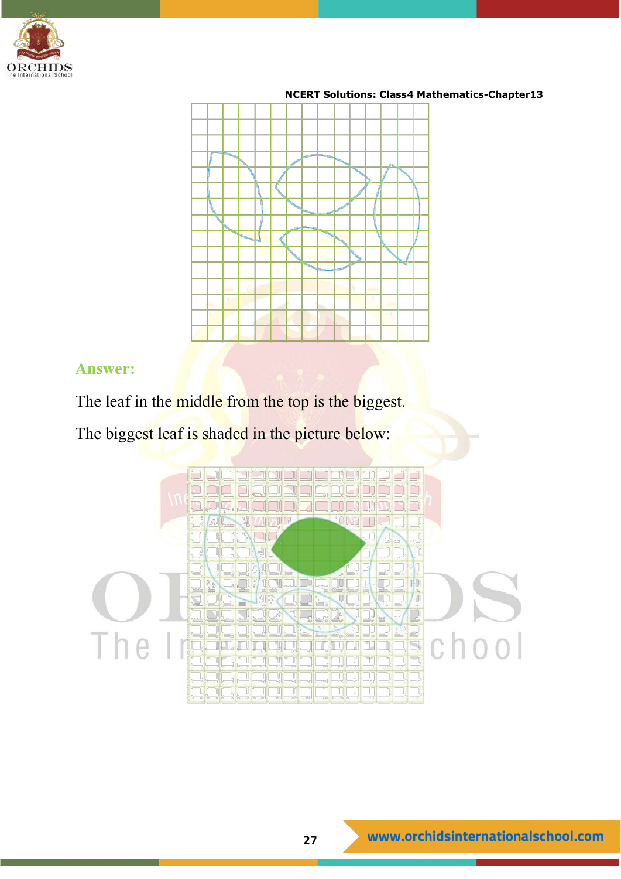**Answer:**

The leaf in the middle from the top is the biggest.

The biggest leaf is shaded in the picture below: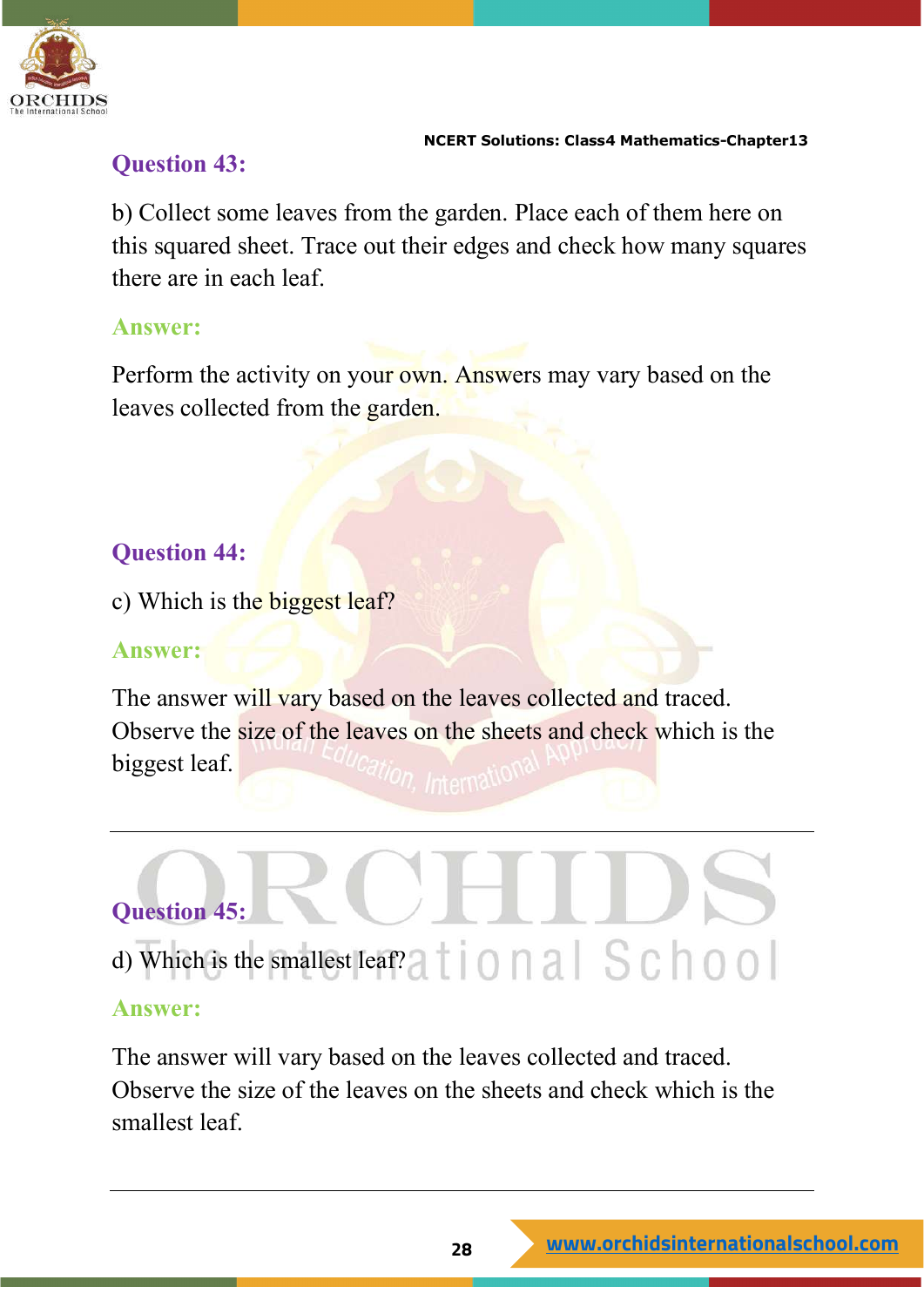## Question 43:

b) Collect some leaves from the garden. Place each of them here on this squared sheet. Trace out their edges and check how many squares there are in each leaf.

**Answer:**

Perform the activity on your own. Answers may vary based on the leaves collected from the garden.

## Question 44:

c) Which is the biggest leaf?

**Answer:**

The answer will vary based on the leaves collected and traced. Observe the size of the leaves on the sheets and check which is the biggest leaf.

---

## Question 45:

d) Which is the smallest leaf?

**Answer:**

The answer will vary based on the leaves collected and traced. Observe the size of the leaves on the sheets and check which is the smallest leaf.

---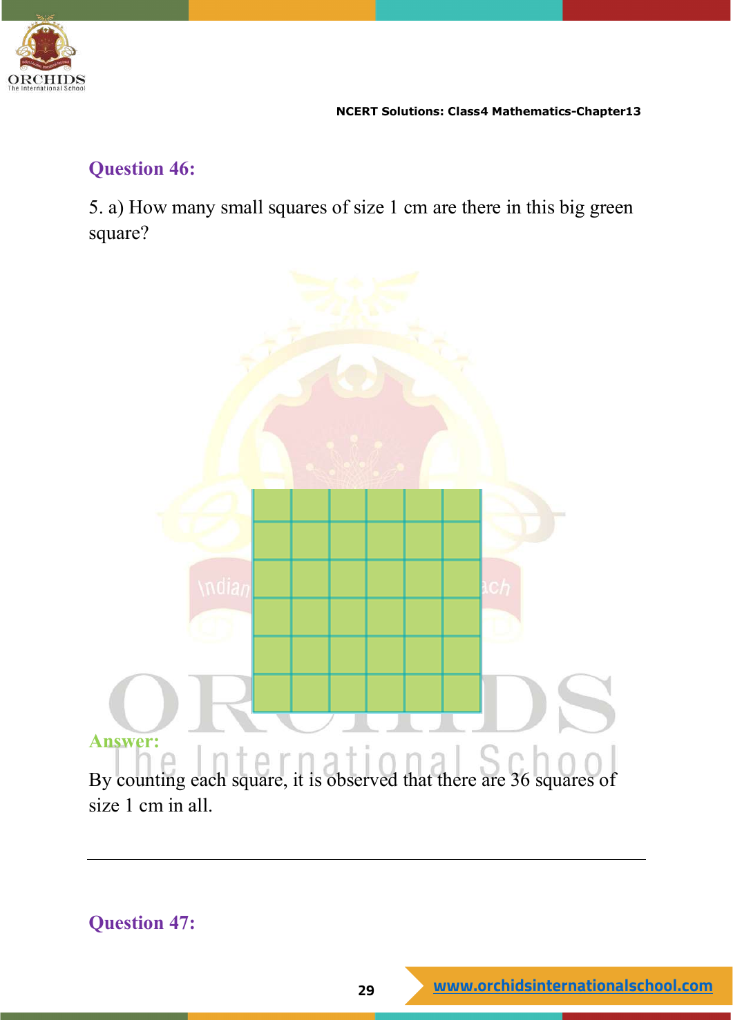## Question 46:

5. a) How many small squares of size 1 cm are there in this big green square?

**Answer:**

By counting each square, it is observed that there are 36 squares of size 1 cm in all.

---

## Question 47: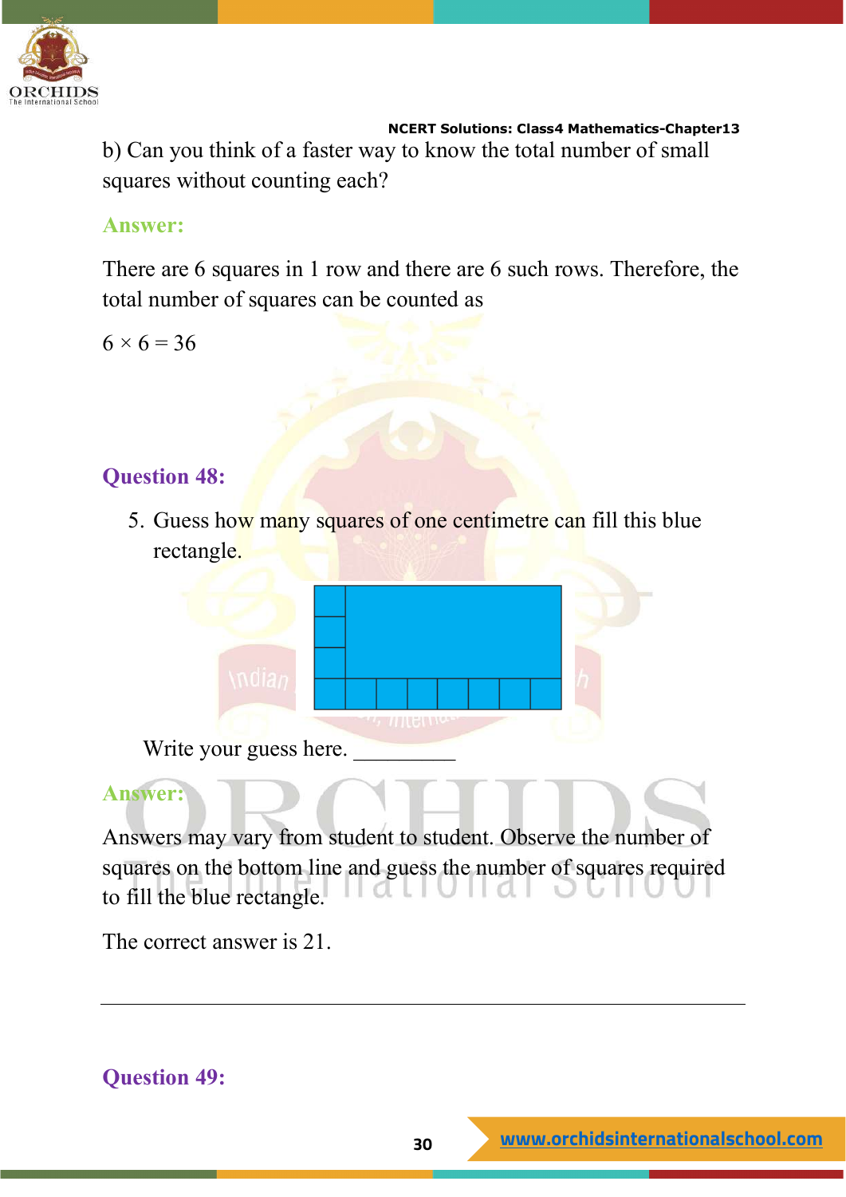b) Can you think of a faster way to know the total number of small squares without counting each?

**Answer:**

There are 6 squares in 1 row and there are 6 such rows. Therefore, the total number of squares can be counted as

$6 \times 6 = 36$

## Question 48:

5. Guess how many squares of one centimetre can fill this blue rectangle.

Write your guess here. __________

**Answer:**

Answers may vary from student to student. Observe the number of squares on the bottom line and guess the number of squares required to fill the blue rectangle.

The correct answer is 21.

---

## Question 49: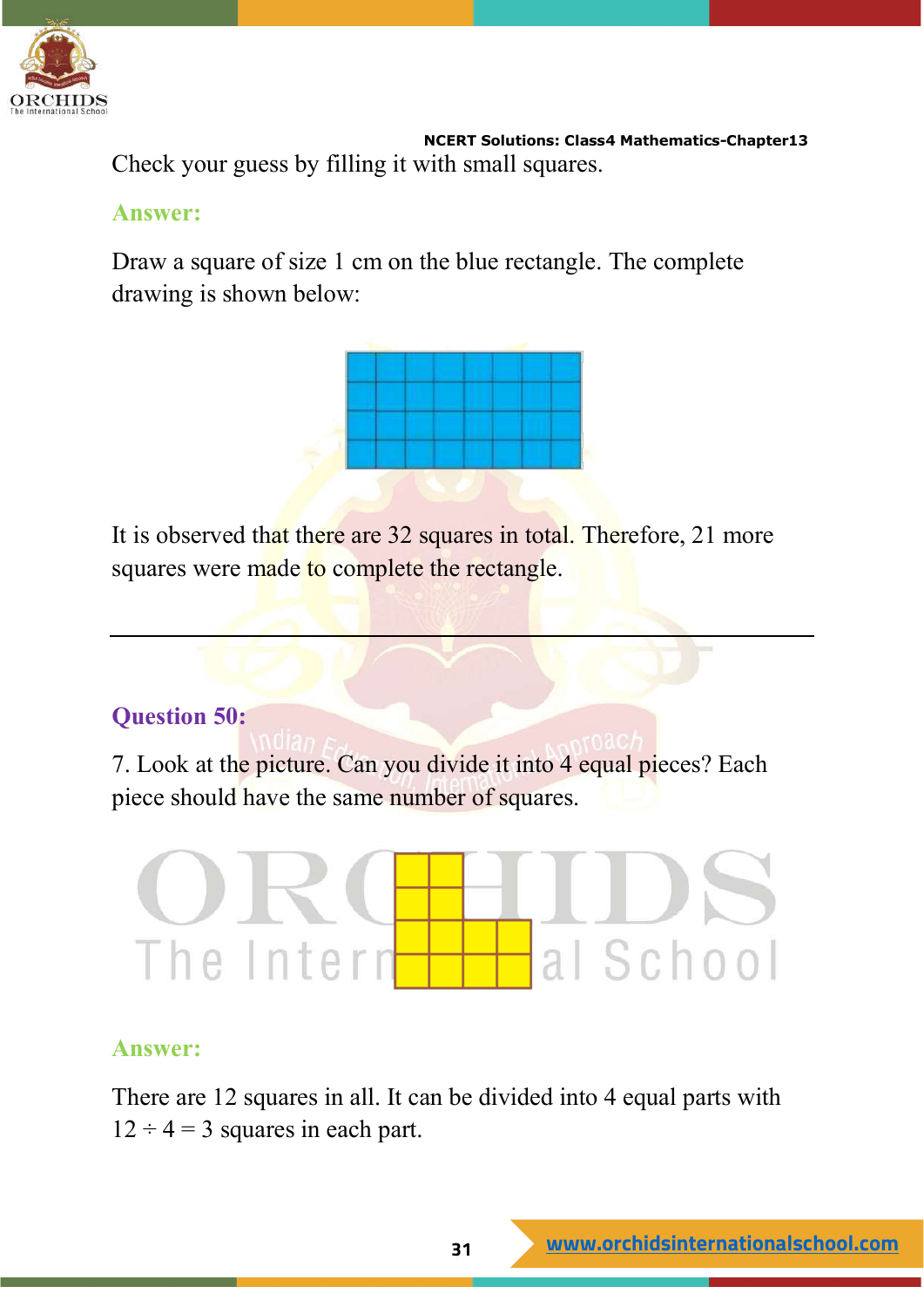Check your guess by filling it with small squares.

**Answer:**

Draw a square of size 1 cm on the blue rectangle. The complete drawing is shown below:

It is observed that there are 32 squares in total. Therefore, 21 more squares were made to complete the rectangle.

---

**Question 50:**

7. Look at the picture. Can you divide it into 4 equal pieces? Each piece should have the same number of squares.

**Answer:**

There are 12 squares in all. It can be divided into 4 equal parts with $12 \div 4 = 3$ squares in each part.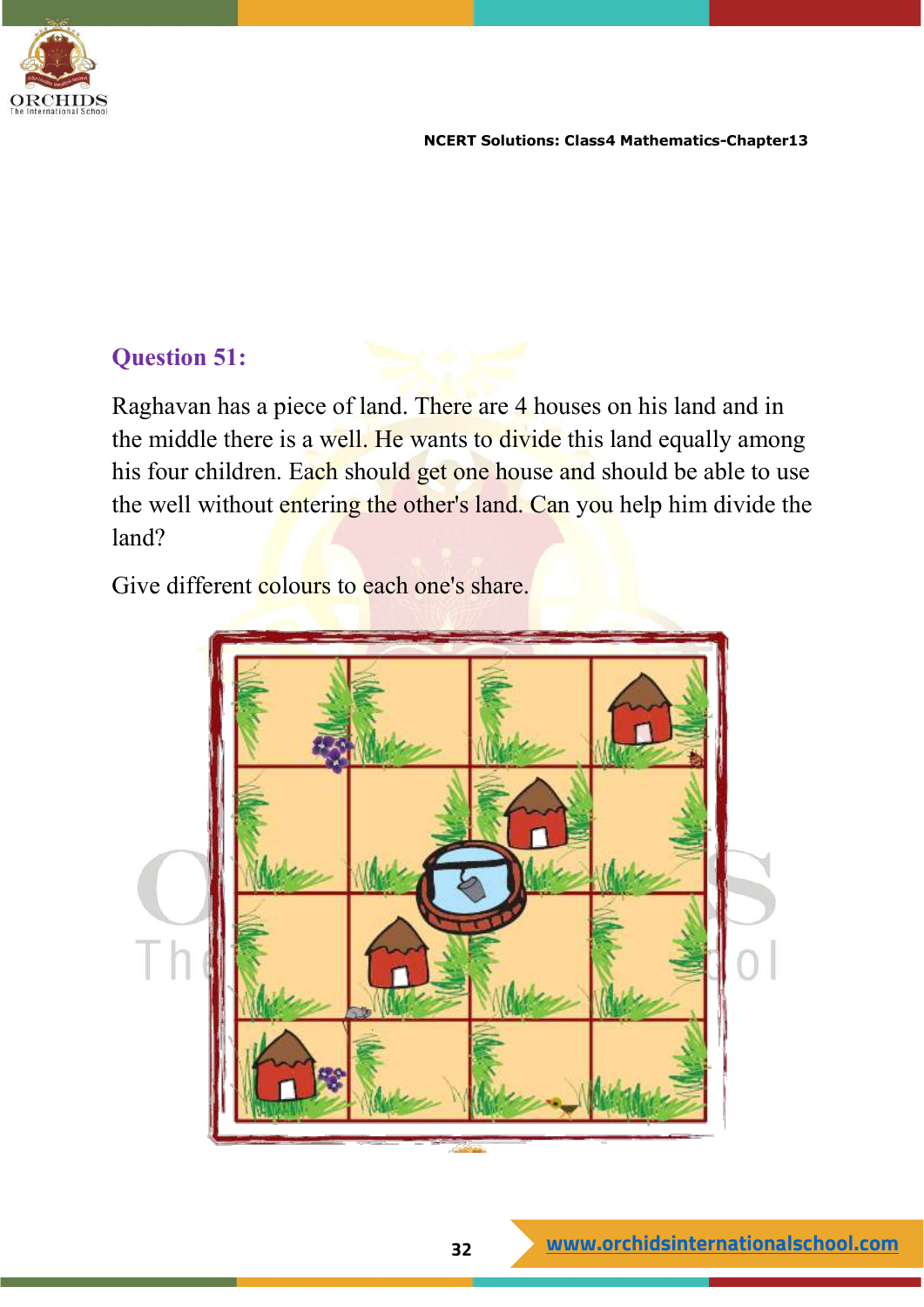## Question 51:

Raghavan has a piece of land. There are 4 houses on his land and in the middle there is a well. He wants to divide this land equally among his four children. Each should get one house and should be able to use the well without entering the other's land. Can you help him divide the land?

Give different colours to each one's share.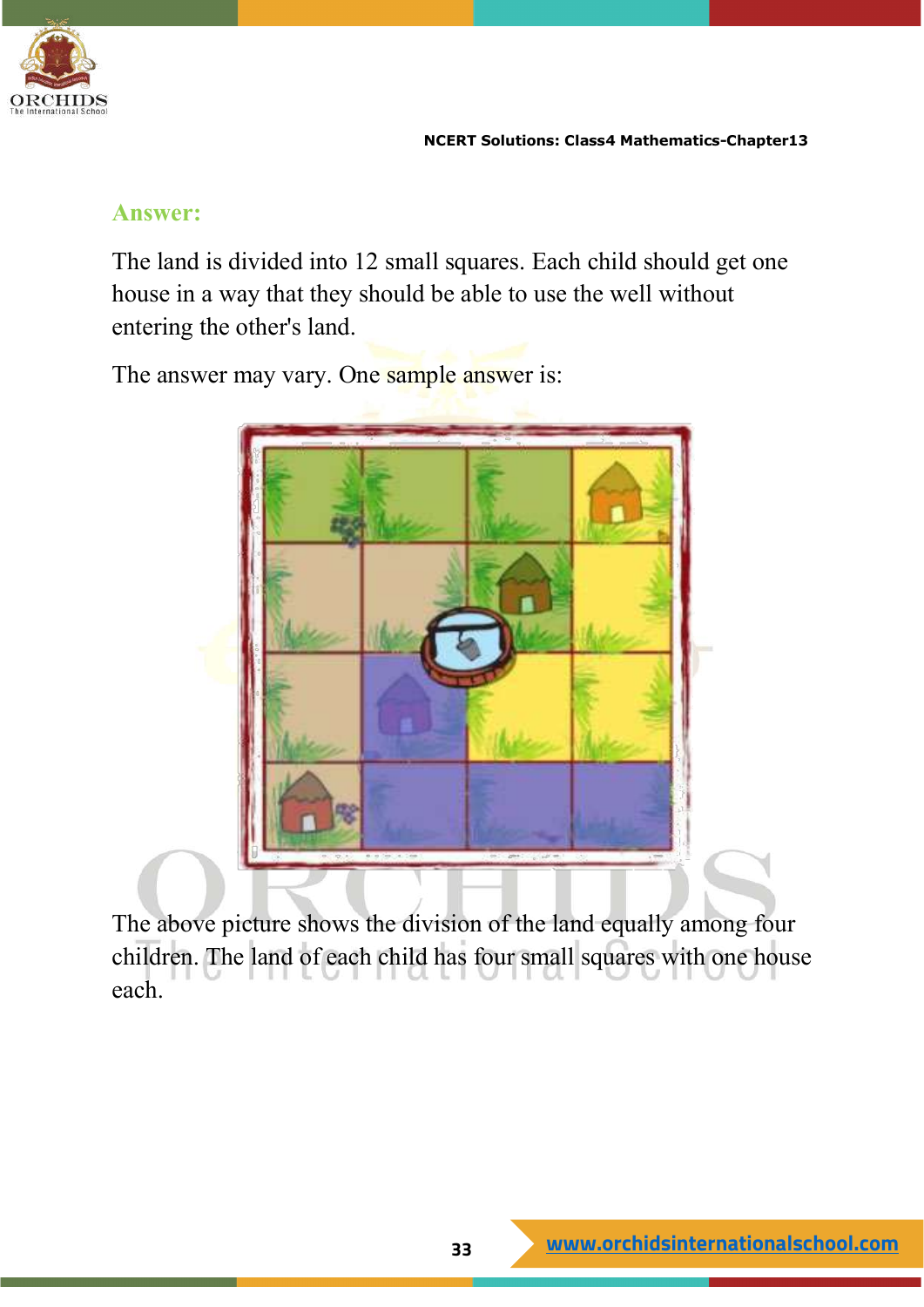## Answer:

The land is divided into 12 small squares. Each child should get one house in a way that they should be able to use the well without entering the other's land.

The answer may vary. One sample answer is:

The above picture shows the division of the land equally among four children. The land of each child has four small squares with one house each.